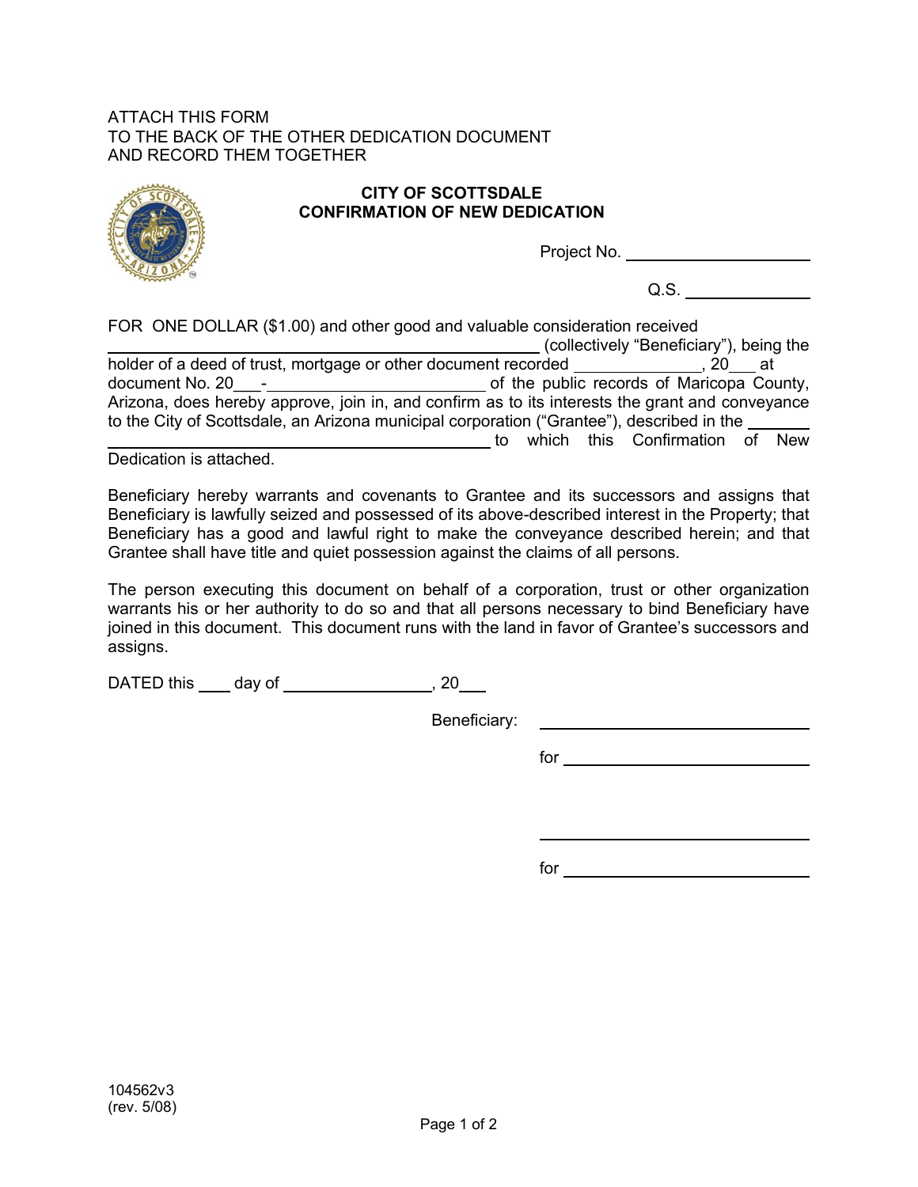ATTACH THIS FORM
TO THE BACK OF THE OTHER DEDICATION DOCUMENT
AND RECORD THEM TOGETHER

## CITY OF SCOTTSDALE
## CONFIRMATION OF NEW DEDICATION

Project No. ____________________

Q.S. ______________

FOR ONE DOLLAR ($1.00) and other good and valuable consideration received ________________________________________________ (collectively "Beneficiary"), being the holder of a deed of trust, mortgage or other document recorded ______________, 20___ at document No. 20___-________________________ of the public records of Maricopa County, Arizona, does hereby approve, join in, and confirm as to its interests the grant and conveyance to the City of Scottsdale, an Arizona municipal corporation ("Grantee"), described in the _______ ____________________________________________ to which this Confirmation of New Dedication is attached.

Beneficiary hereby warrants and covenants to Grantee and its successors and assigns that Beneficiary is lawfully seized and possessed of its above-described interest in the Property; that Beneficiary has a good and lawful right to make the conveyance described herein; and that Grantee shall have title and quiet possession against the claims of all persons.

The person executing this document on behalf of a corporation, trust or other organization warrants his or her authority to do so and that all persons necessary to bind Beneficiary have joined in this document. This document runs with the land in favor of Grantee's successors and assigns.

DATED this ____ day of ________________, 20___

Beneficiary: ______________________________

for ______________________________

______________________________

for ______________________________

104562v3
(rev. 5/08)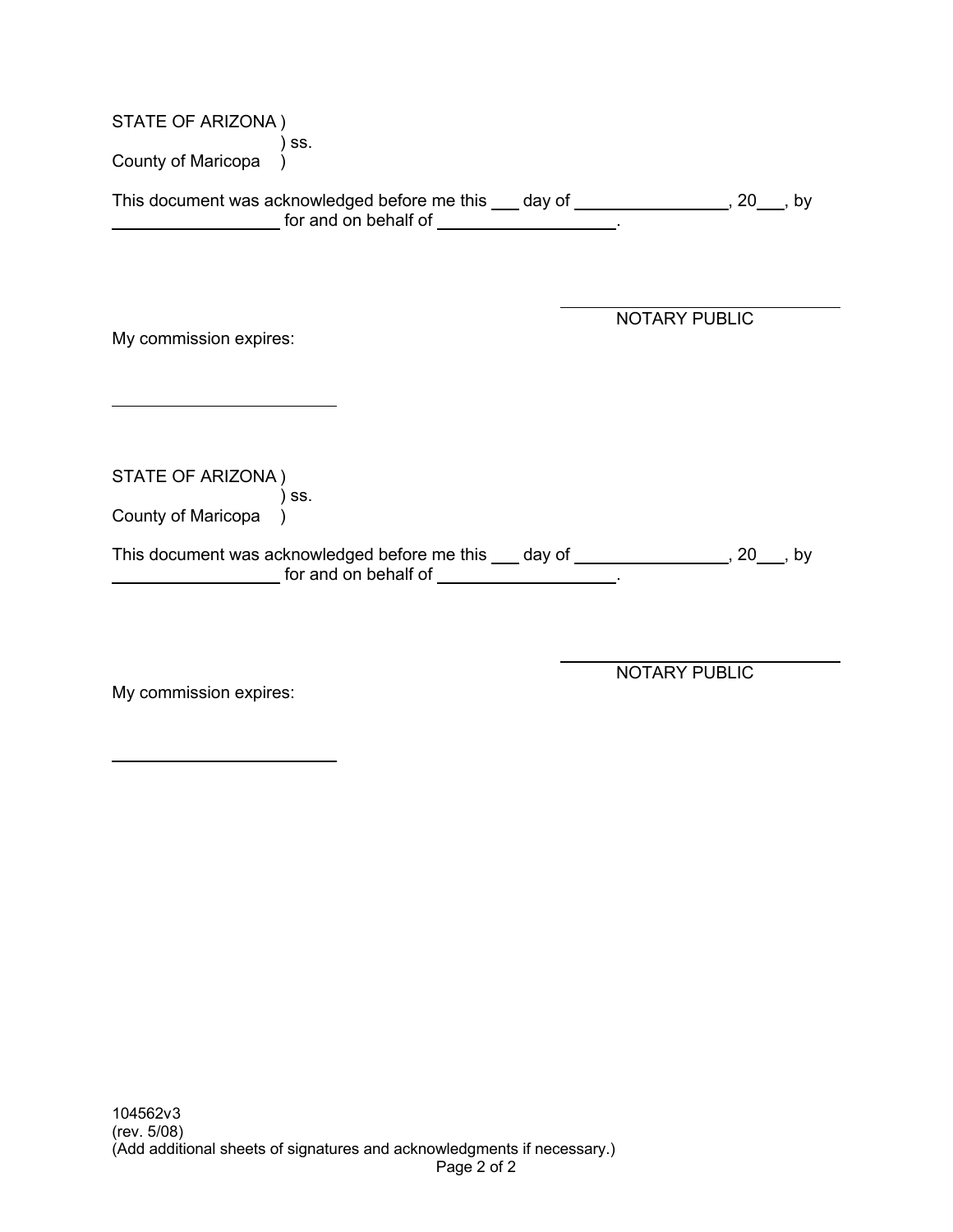STATE OF ARIZONA )
) ss.
County of Maricopa )

This document was acknowledged before me this ___ day of ________________, 20___, by __________________ for and on behalf of ___________________.

______________________________
NOTARY PUBLIC

My commission expires:

________________________

STATE OF ARIZONA )
) ss.
County of Maricopa )

This document was acknowledged before me this ___ day of ________________, 20___, by __________________ for and on behalf of ___________________.

______________________________
NOTARY PUBLIC

My commission expires:

________________________

104562v3
(rev. 5/08)
(Add additional sheets of signatures and acknowledgments if necessary.)